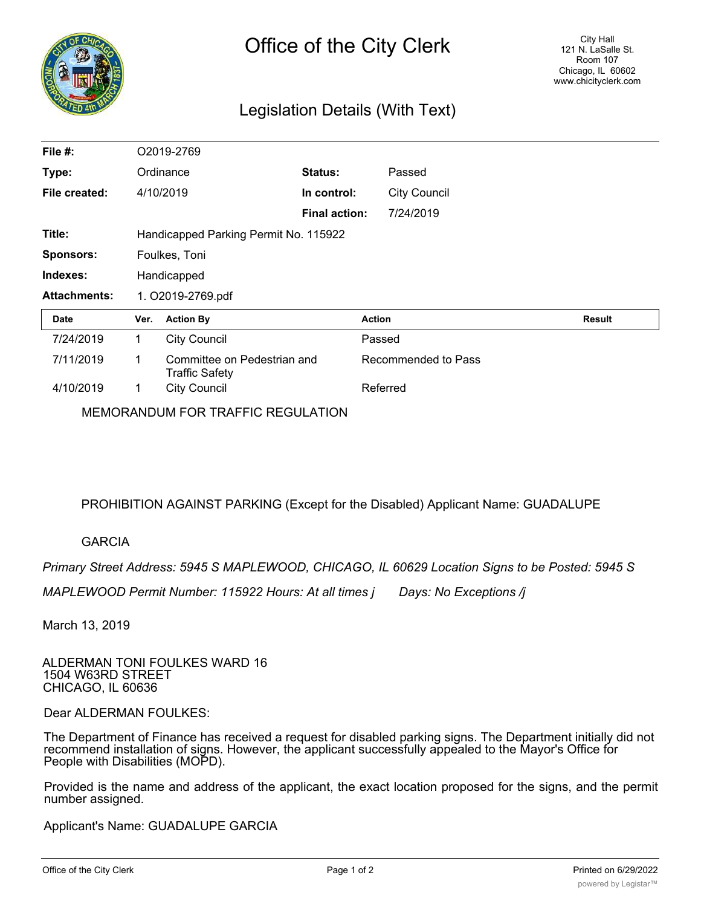# Office of the City Clerk

City Hall
121 N. LaSalle St.
Room 107
Chicago, IL 60602
www.chicityclerk.com

## Legislation Details (With Text)

| | | | |
|---|---|---|---|
| **File #:** | O2019-2769 | | |
| **Type:** | Ordinance | **Status:** | Passed |
| **File created:** | 4/10/2019 | **In control:** | City Council |
| | | **Final action:** | 7/24/2019 |
| **Title:** | Handicapped Parking Permit No. 115922 | | |
| **Sponsors:** | Foulkes, Toni | | |
| **Indexes:** | Handicapped | | |
| **Attachments:** | 1. O2019-2769.pdf | | |

| Date | Ver. | Action By | Action | Result |
|---|---|---|---|---|
| 7/24/2019 | 1 | City Council | Passed | |
| 7/11/2019 | 1 | Committee on Pedestrian and Traffic Safety | Recommended to Pass | |
| 4/10/2019 | 1 | City Council | Referred | |

MEMORANDUM FOR TRAFFIC REGULATION

PROHIBITION AGAINST PARKING (Except for the Disabled) Applicant Name: GUADALUPE

GARCIA

*Primary Street Address: 5945 S MAPLEWOOD, CHICAGO, IL 60629 Location Signs to be Posted: 5945 S MAPLEWOOD Permit Number: 115922 Hours: At all times j Days: No Exceptions /j*

March 13, 2019

ALDERMAN TONI FOULKES WARD 16
1504 W63RD STREET
CHICAGO, IL 60636

Dear ALDERMAN FOULKES:

The Department of Finance has received a request for disabled parking signs. The Department initially did not recommend installation of signs. However, the applicant successfully appealed to the Mayor's Office for People with Disabilities (MOPD).

Provided is the name and address of the applicant, the exact location proposed for the signs, and the permit number assigned.

Applicant's Name: GUADALUPE GARCIA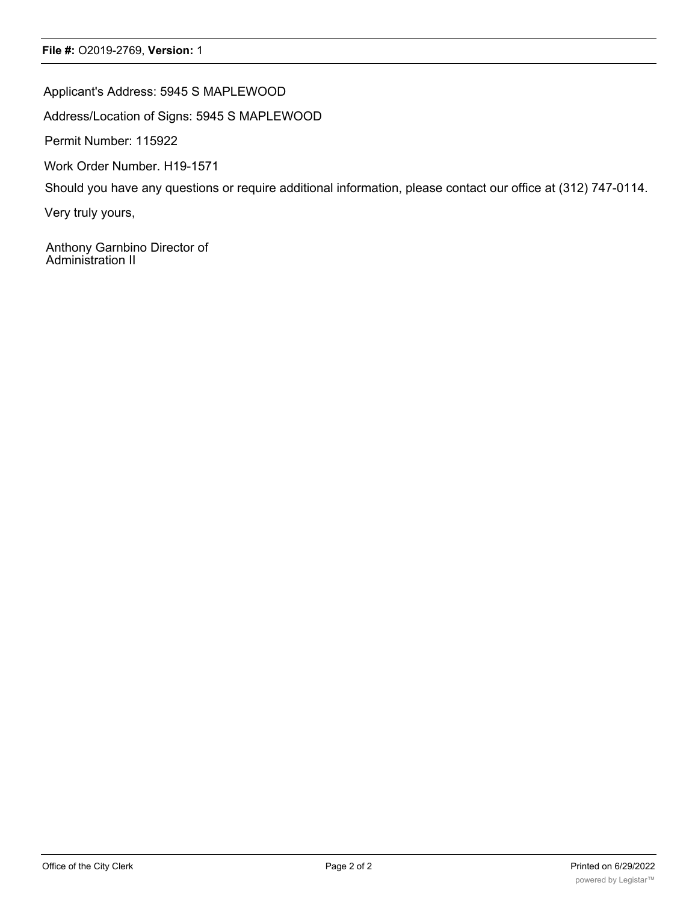Applicant's Address: 5945 S MAPLEWOOD

Address/Location of Signs: 5945 S MAPLEWOOD

Permit Number: 115922

Work Order Number. H19-1571

Should you have any questions or require additional information, please contact our office at (312) 747-0114.

Very truly yours,

Anthony Garnbino Director of
Administration II